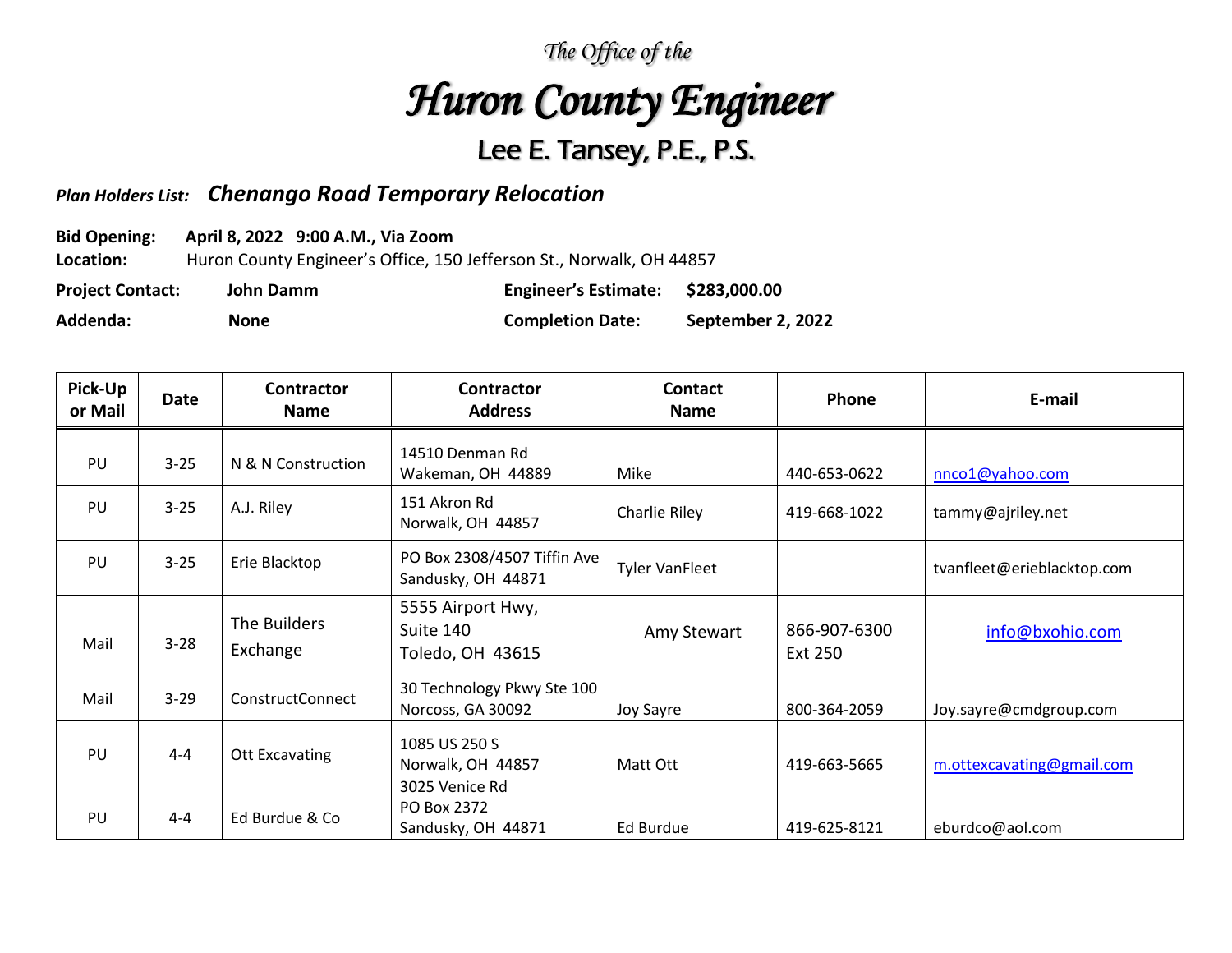*The Office of the*

# *Huron County Engineer*

## Lee E. Tansey, P.E., P.S.

***Plan Holders List:*** ***Chenango Road Temporary Relocation***

**Bid Opening:** **April 8, 2022 9:00 A.M., Via Zoom**
**Location:** Huron County Engineer's Office, 150 Jefferson St., Norwalk, OH 44857

**Project Contact:** **John Damm** **Engineer's Estimate:** **$283,000.00**

**Addenda:** **None** **Completion Date:** **September 2, 2022**

| Pick-Up or Mail | Date | Contractor Name | Contractor Address | Contact Name | Phone | E-mail |
|---|---|---|---|---|---|---|
| PU | 3-25 | N & N Construction | 14510 Denman Rd<br>Wakeman, OH 44889 | Mike | 440-653-0622 | nnco1@yahoo.com |
| PU | 3-25 | A.J. Riley | 151 Akron Rd<br>Norwalk, OH 44857 | Charlie Riley | 419-668-1022 | tammy@ajriley.net |
| PU | 3-25 | Erie Blacktop | PO Box 2308/4507 Tiffin Ave<br>Sandusky, OH 44871 | Tyler VanFleet | | tvanfleet@erieblacktop.com |
| Mail | 3-28 | The Builders Exchange | 5555 Airport Hwy,<br>Suite 140<br>Toledo, OH 43615 | Amy Stewart | 866-907-6300<br>Ext 250 | info@bxohio.com |
| Mail | 3-29 | ConstructConnect | 30 Technology Pkwy Ste 100<br>Norcoss, GA 30092 | Joy Sayre | 800-364-2059 | Joy.sayre@cmdgroup.com |
| PU | 4-4 | Ott Excavating | 1085 US 250 S<br>Norwalk, OH 44857 | Matt Ott | 419-663-5665 | m.ottexcavating@gmail.com |
| PU | 4-4 | Ed Burdue & Co | 3025 Venice Rd<br>PO Box 2372<br>Sandusky, OH 44871 | Ed Burdue | 419-625-8121 | eburdco@aol.com |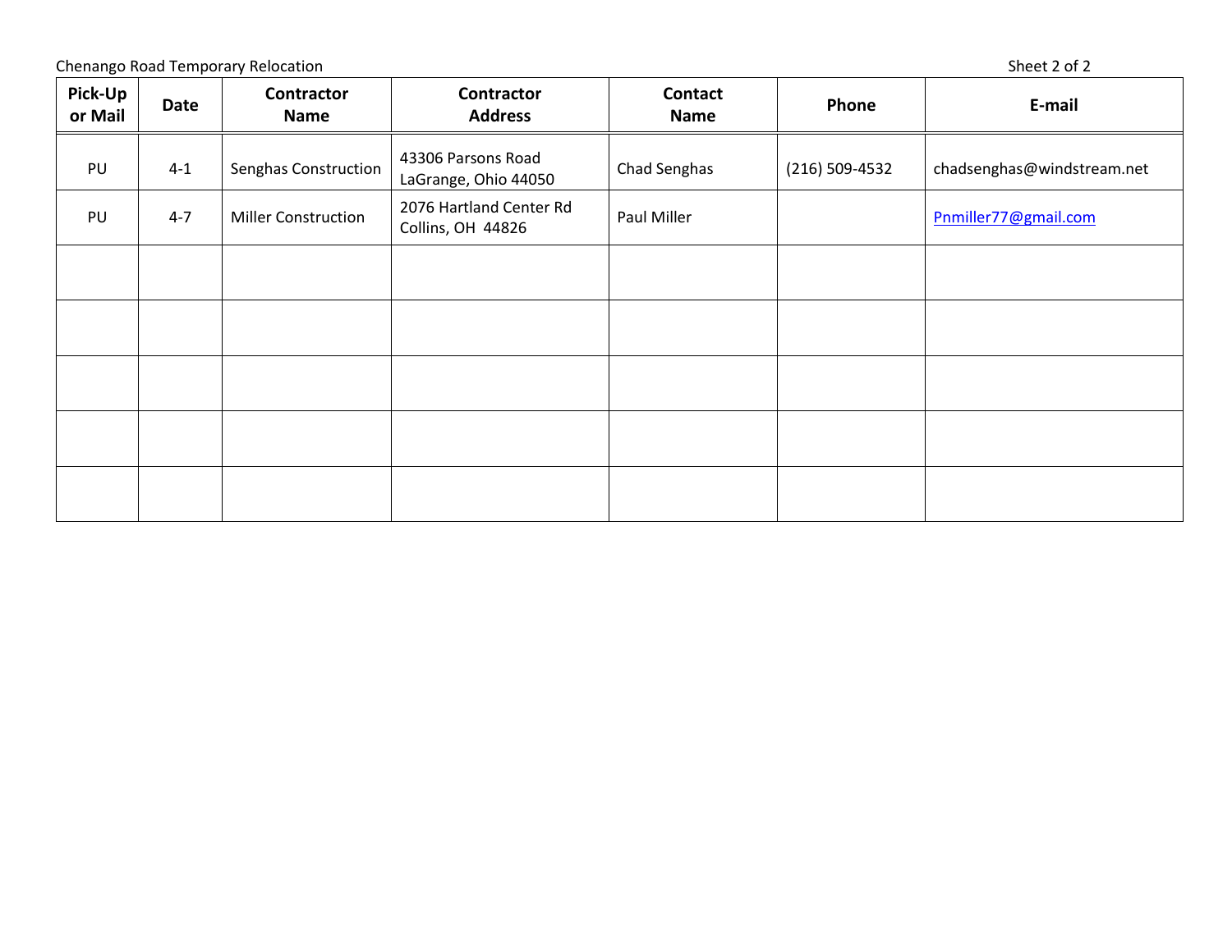Chenango Road Temporary Relocation

| Pick-Up or Mail | Date | Contractor Name | Contractor Address | Contact Name | Phone | E-mail |
|---|---|---|---|---|---|---|
| PU | 4-1 | Senghas Construction | 43306 Parsons Road LaGrange, Ohio 44050 | Chad Senghas | (216) 509-4532 | chadsenghas@windstream.net |
| PU | 4-7 | Miller Construction | 2076 Hartland Center Rd Collins, OH 44826 | Paul Miller | | Pnmiller77@gmail.com |
| | | | | | | |
| | | | | | | |
| | | | | | | |
| | | | | | | |
| | | | | | | |